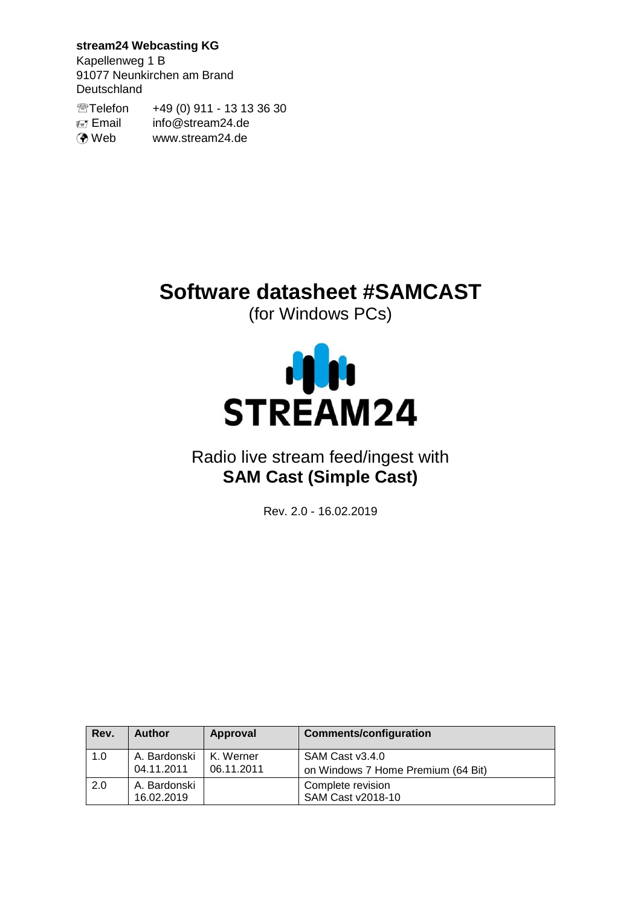**stream24 Webcasting KG**
Kapellenweg 1 B
91077 Neunkirchen am Brand
Deutschland

Telefon +49 (0) 911 - 13 13 36 30
Email info@stream24.de
Web www.stream24.de

# Software datasheet #SAMCAST

(for Windows PCs)

STREAM24

## Radio live stream feed/ingest with **SAM Cast (Simple Cast)**

Rev. 2.0 - 16.02.2019

| Rev. | Author | Approval | Comments/configuration |
|---|---|---|---|
| 1.0 | A. Bardonski 04.11.2011 | K. Werner 06.11.2011 | SAM Cast v3.4.0 on Windows 7 Home Premium (64 Bit) |
| 2.0 | A. Bardonski 16.02.2019 | | Complete revision SAM Cast v2018-10 |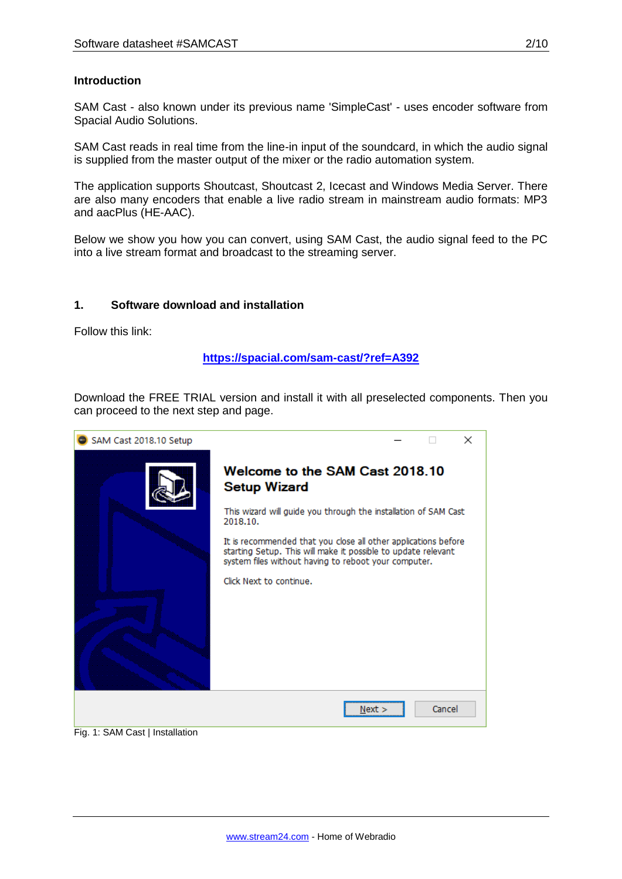**Introduction**

SAM Cast - also known under its previous name 'SimpleCast' - uses encoder software from Spacial Audio Solutions.

SAM Cast reads in real time from the line-in input of the soundcard, in which the audio signal is supplied from the master output of the mixer or the radio automation system.

The application supports Shoutcast, Shoutcast 2, Icecast and Windows Media Server. There are also many encoders that enable a live radio stream in mainstream audio formats: MP3 and aacPlus (HE-AAC).

Below we show you how you can convert, using SAM Cast, the audio signal feed to the PC into a live stream format and broadcast to the streaming server.

## 1. Software download and installation

Follow this link:

**https://spacial.com/sam-cast/?ref=A392**

Download the FREE TRIAL version and install it with all preselected components. Then you can proceed to the next step and page.

Fig. 1: SAM Cast | Installation

www.stream24.com - Home of Webradio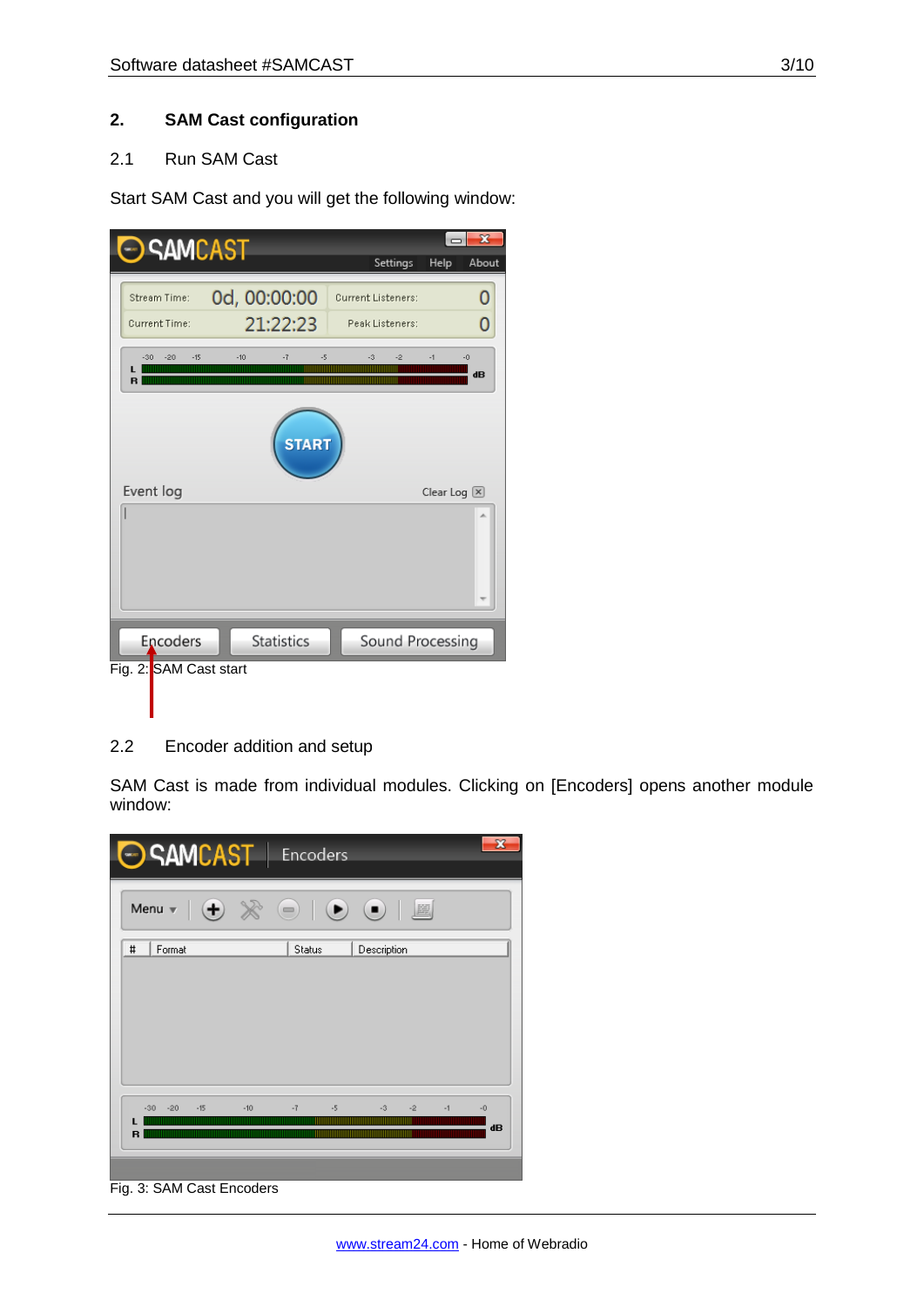## 2. SAM Cast configuration

### 2.1 Run SAM Cast

Start SAM Cast and you will get the following window:

Fig. 2: SAM Cast start

### 2.2 Encoder addition and setup

SAM Cast is made from individual modules. Clicking on [Encoders] opens another module window:

Fig. 3: SAM Cast Encoders

www.stream24.com - Home of Webradio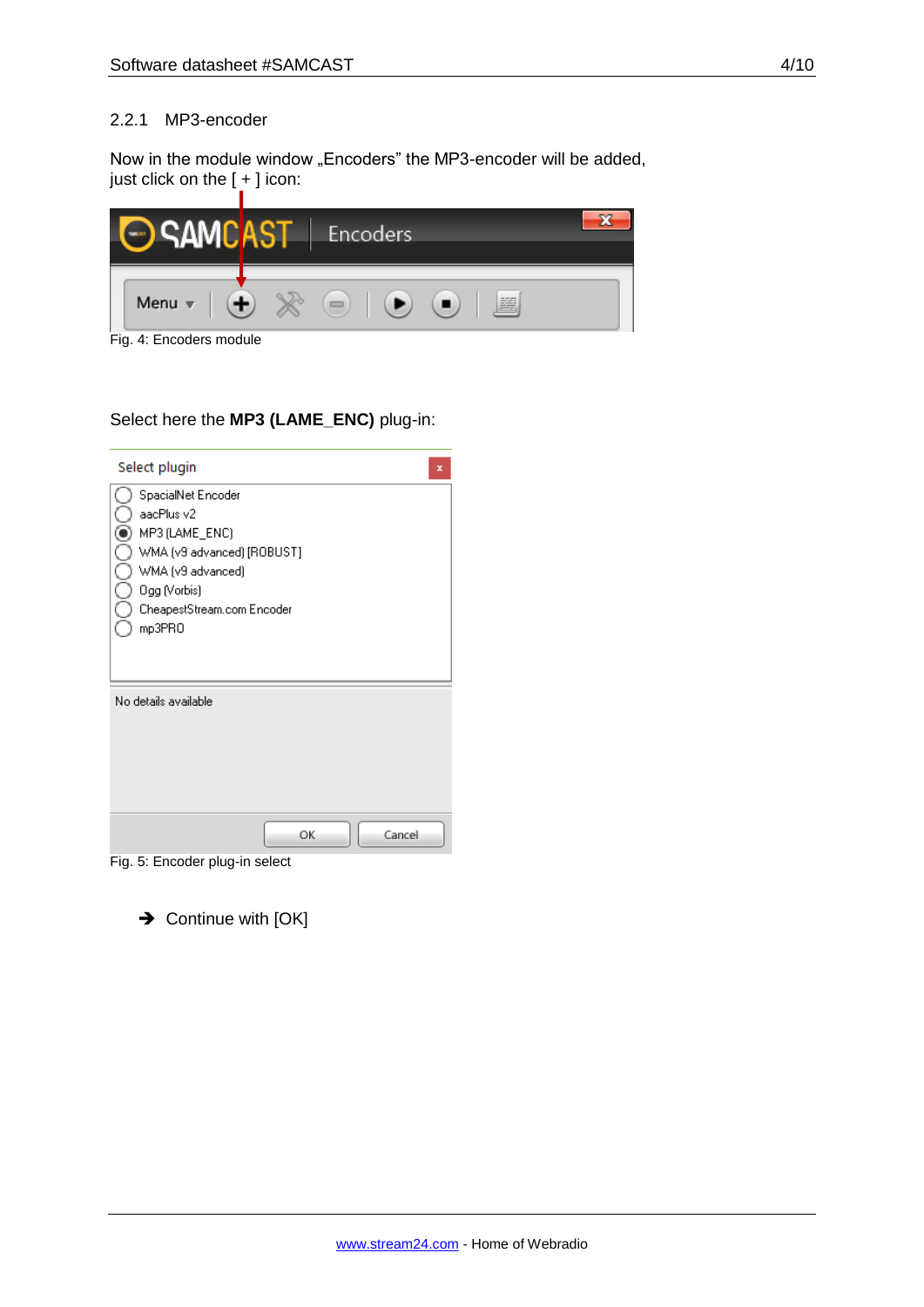### 2.2.1 MP3-encoder

Now in the module window „Encoders" the MP3-encoder will be added, just click on the [ + ] icon:

Fig. 4: Encoders module

Select here the **MP3 (LAME_ENC)** plug-in:

Fig. 5: Encoder plug-in select

➔ Continue with [OK]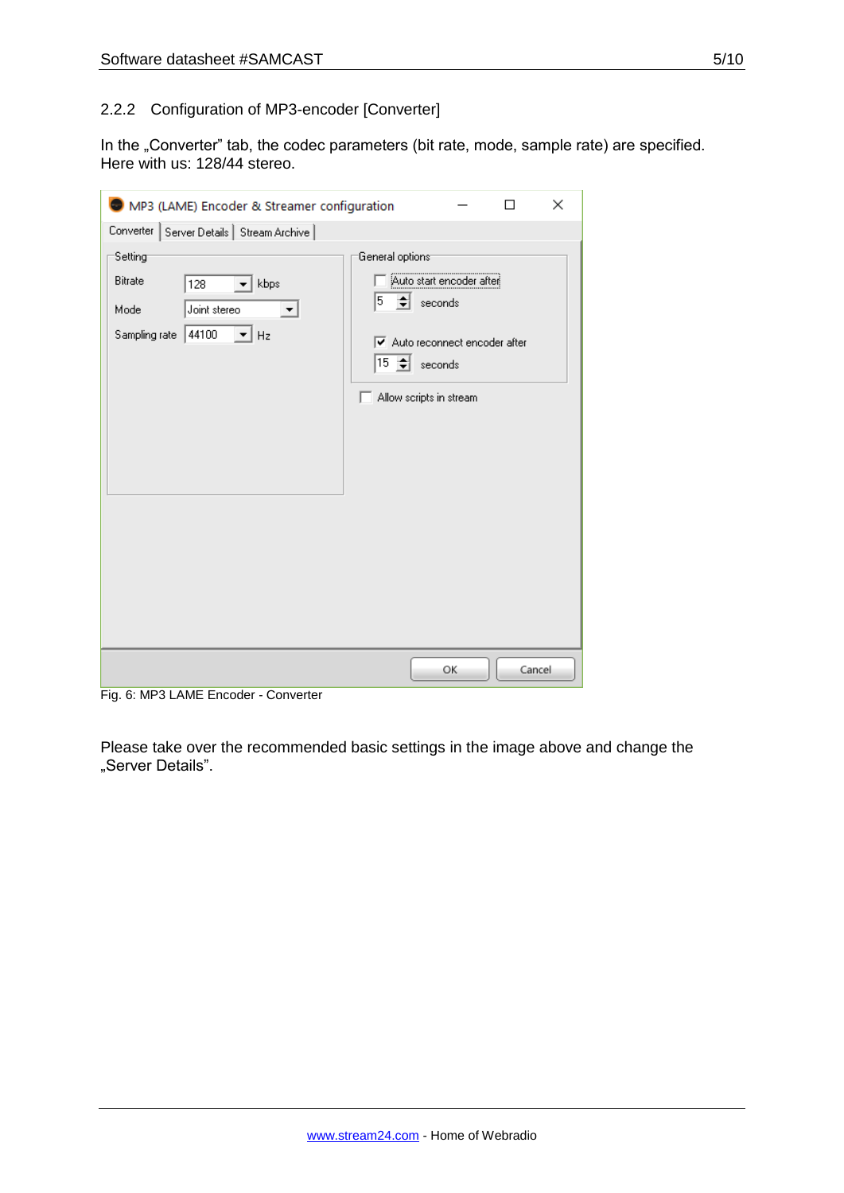### 2.2.2 Configuration of MP3-encoder [Converter]

In the „Converter" tab, the codec parameters (bit rate, mode, sample rate) are specified. Here with us: 128/44 stereo.

Fig. 6: MP3 LAME Encoder - Converter

Please take over the recommended basic settings in the image above and change the „Server Details".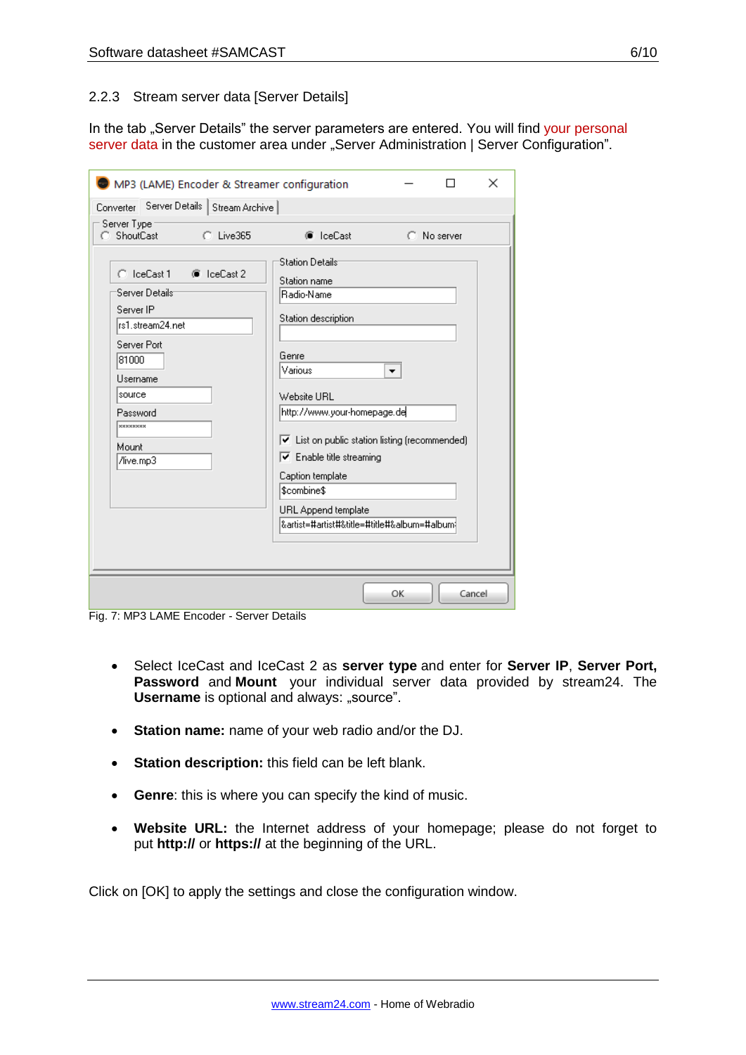### 2.2.3 Stream server data [Server Details]

In the tab „Server Details" the server parameters are entered. You will find your personal server data in the customer area under „Server Administration | Server Configuration".

Fig. 7: MP3 LAME Encoder - Server Details

- Select IceCast and IceCast 2 as **server type** and enter for **Server IP**, **Server Port, Password** and **Mount** your individual server data provided by stream24. The **Username** is optional and always: „source".
- **Station name:** name of your web radio and/or the DJ.
- **Station description:** this field can be left blank.
- **Genre**: this is where you can specify the kind of music.
- **Website URL:** the Internet address of your homepage; please do not forget to put **http://** or **https://** at the beginning of the URL.

Click on [OK] to apply the settings and close the configuration window.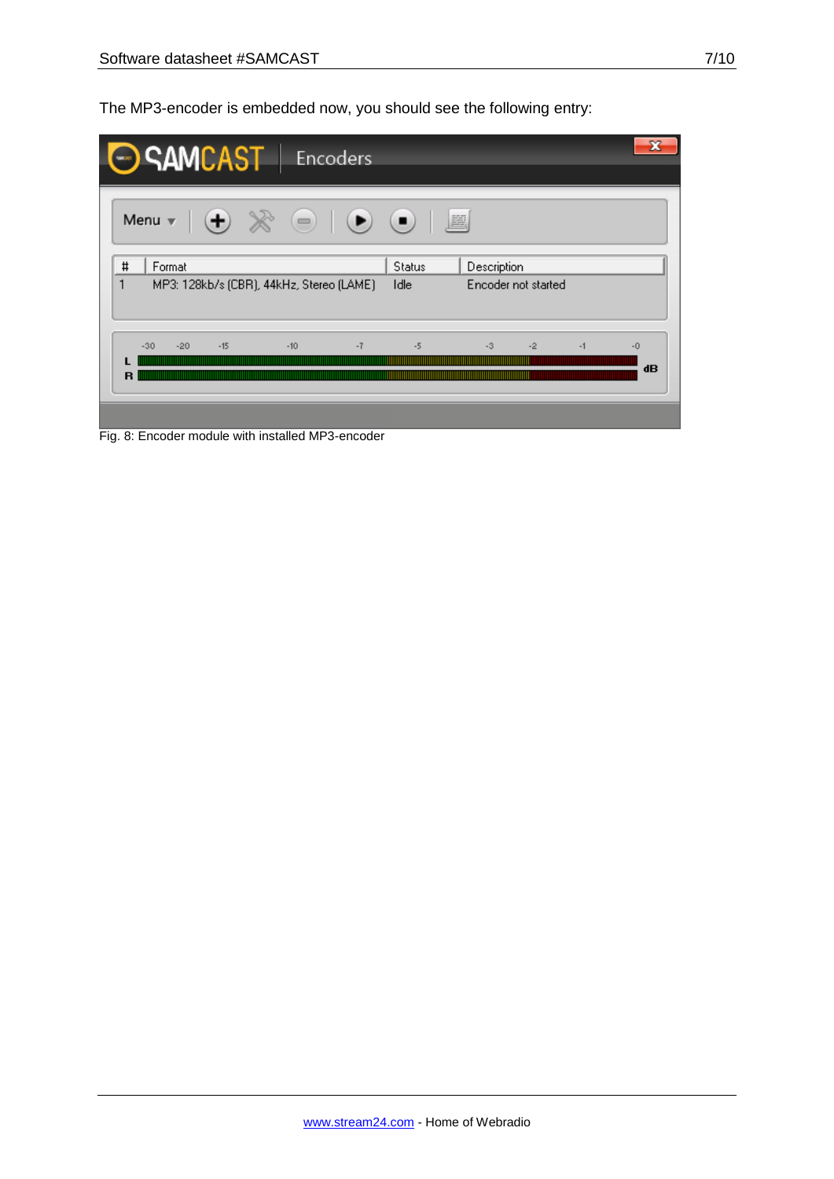The MP3-encoder is embedded now, you should see the following entry:

Fig. 8: Encoder module with installed MP3-encoder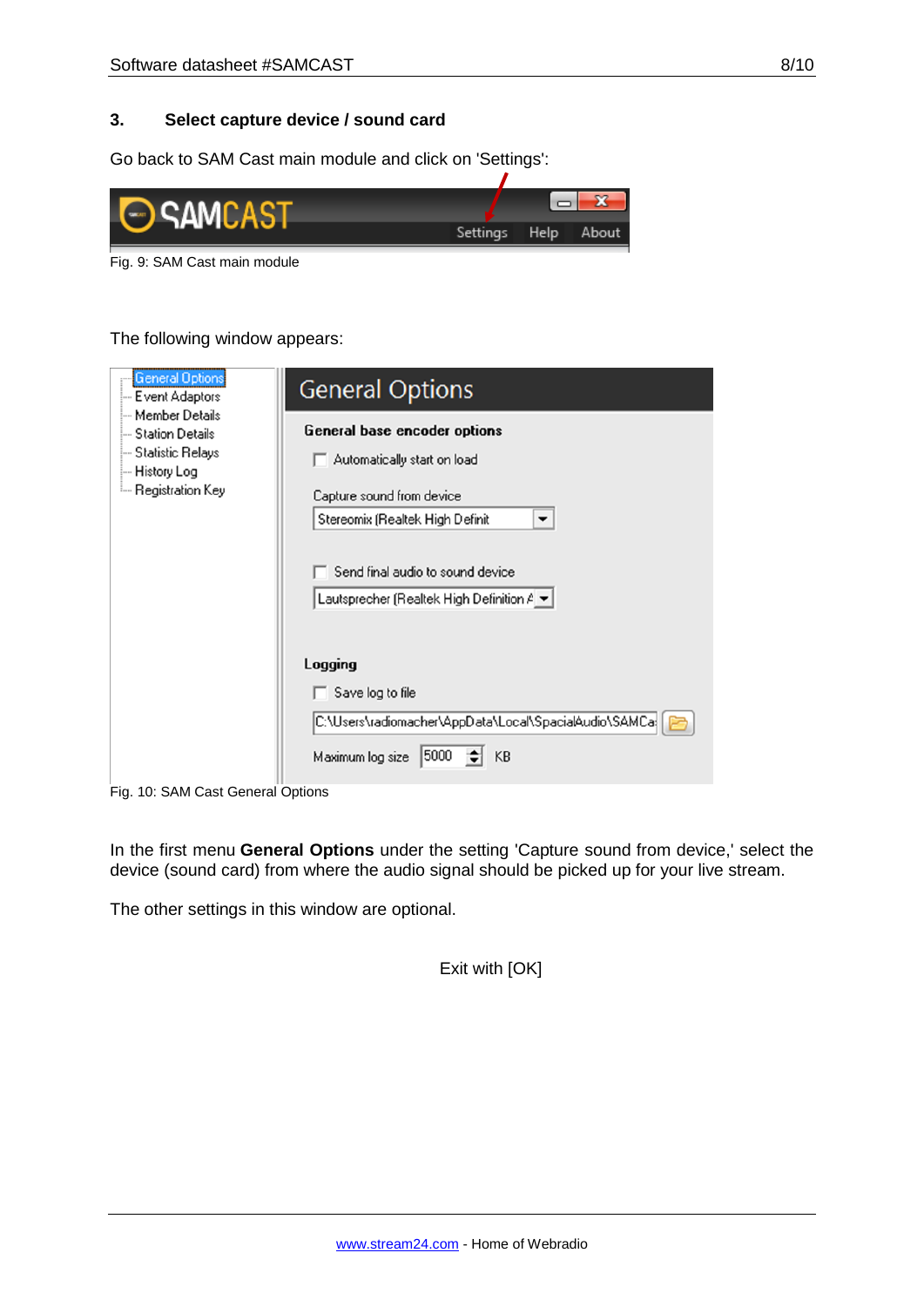## 3. Select capture device / sound card

Go back to SAM Cast main module and click on 'Settings':

Fig. 9: SAM Cast main module

The following window appears:

Fig. 10: SAM Cast General Options

In the first menu **General Options** under the setting 'Capture sound from device,' select the device (sound card) from where the audio signal should be picked up for your live stream.

The other settings in this window are optional.

Exit with [OK]

[www.stream24.com](http://www.stream24.com) - Home of Webradio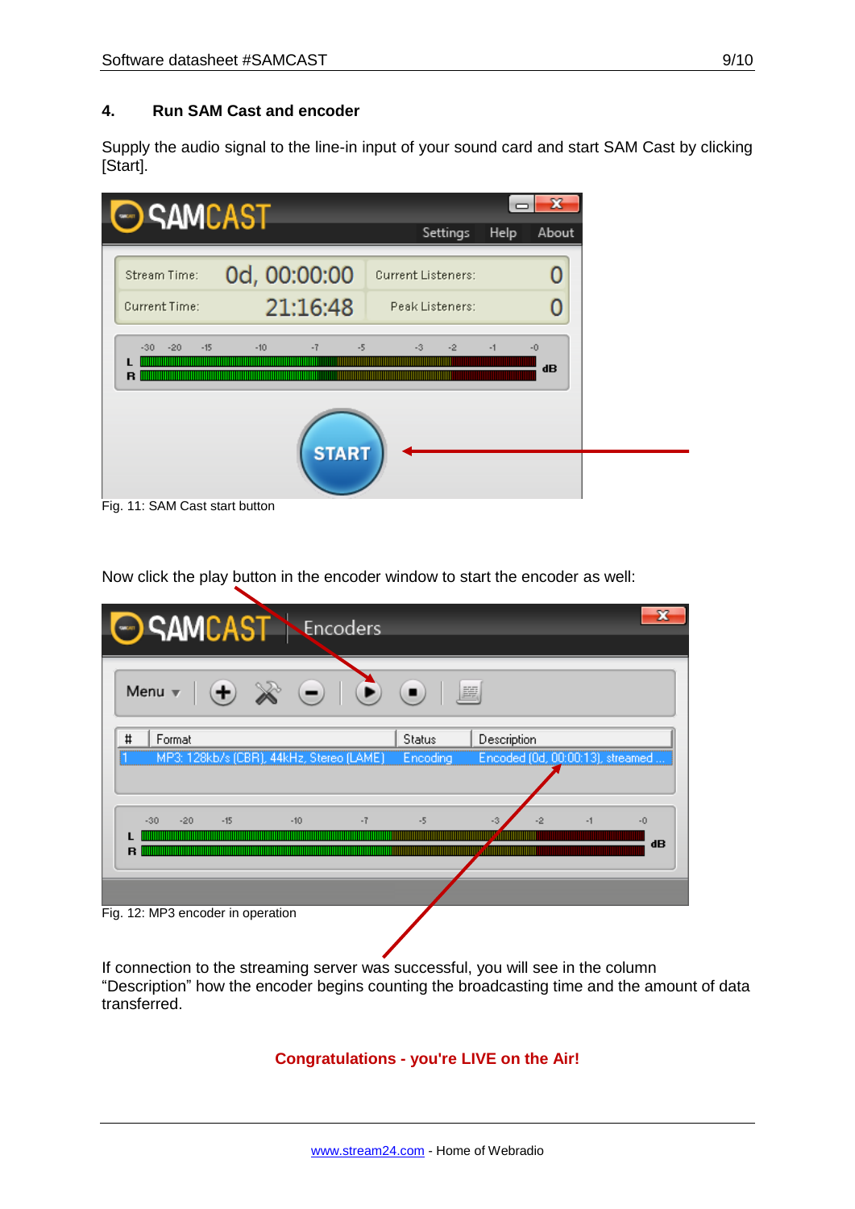## 4. Run SAM Cast and encoder

Supply the audio signal to the line-in input of your sound card and start SAM Cast by clicking [Start].

Fig. 11: SAM Cast start button

Now click the play button in the encoder window to start the encoder as well:

Fig. 12: MP3 encoder in operation

If connection to the streaming server was successful, you will see in the column "Description" how the encoder begins counting the broadcasting time and the amount of data transferred.

**Congratulations - you're LIVE on the Air!**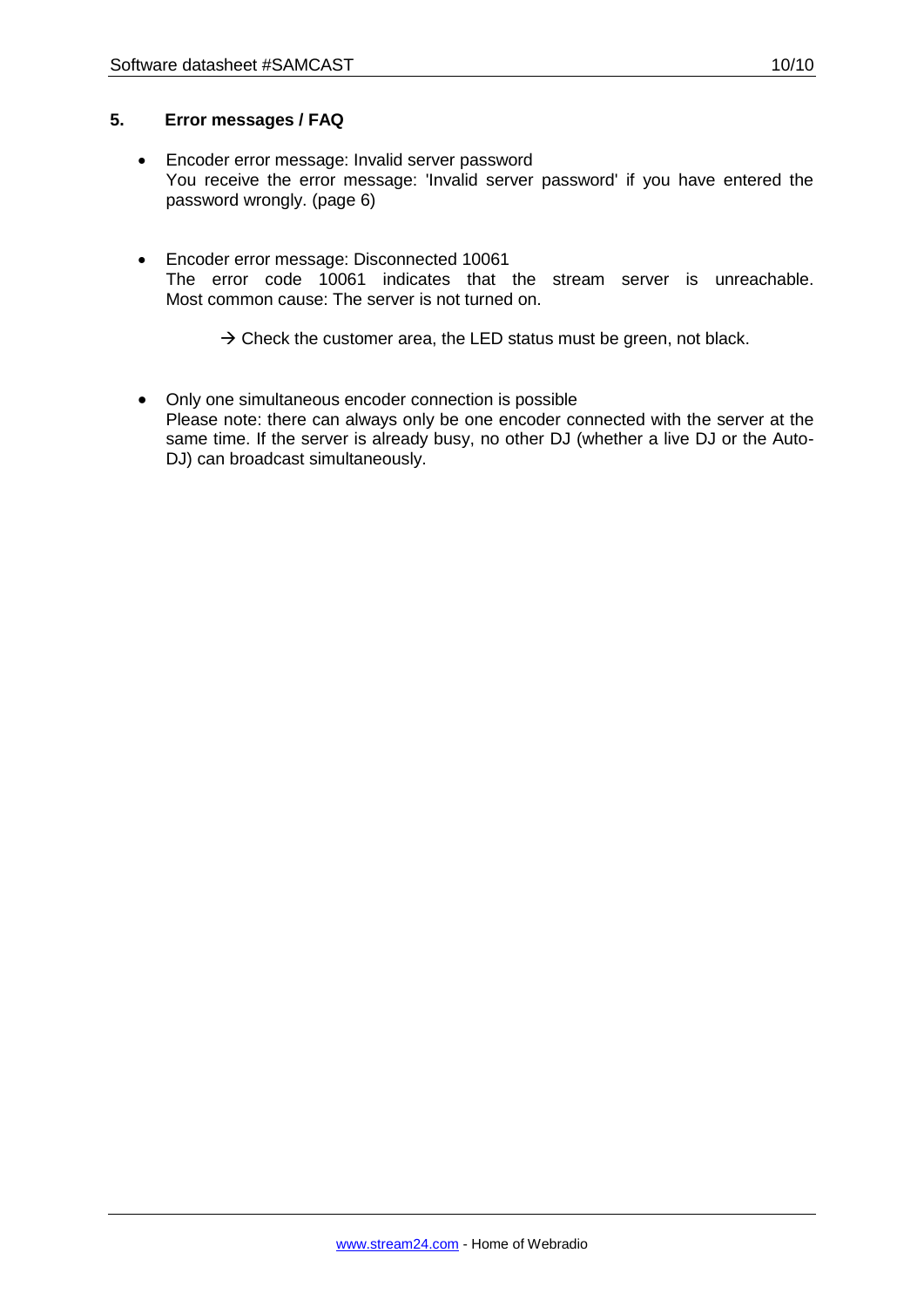## 5. Error messages / FAQ

- Encoder error message: Invalid server password
  You receive the error message: 'Invalid server password' if you have entered the password wrongly. (page 6)

- Encoder error message: Disconnected 10061
  The error code 10061 indicates that the stream server is unreachable. Most common cause: The server is not turned on.

  → Check the customer area, the LED status must be green, not black.

- Only one simultaneous encoder connection is possible
  Please note: there can always only be one encoder connected with the server at the same time. If the server is already busy, no other DJ (whether a live DJ or the Auto-DJ) can broadcast simultaneously.